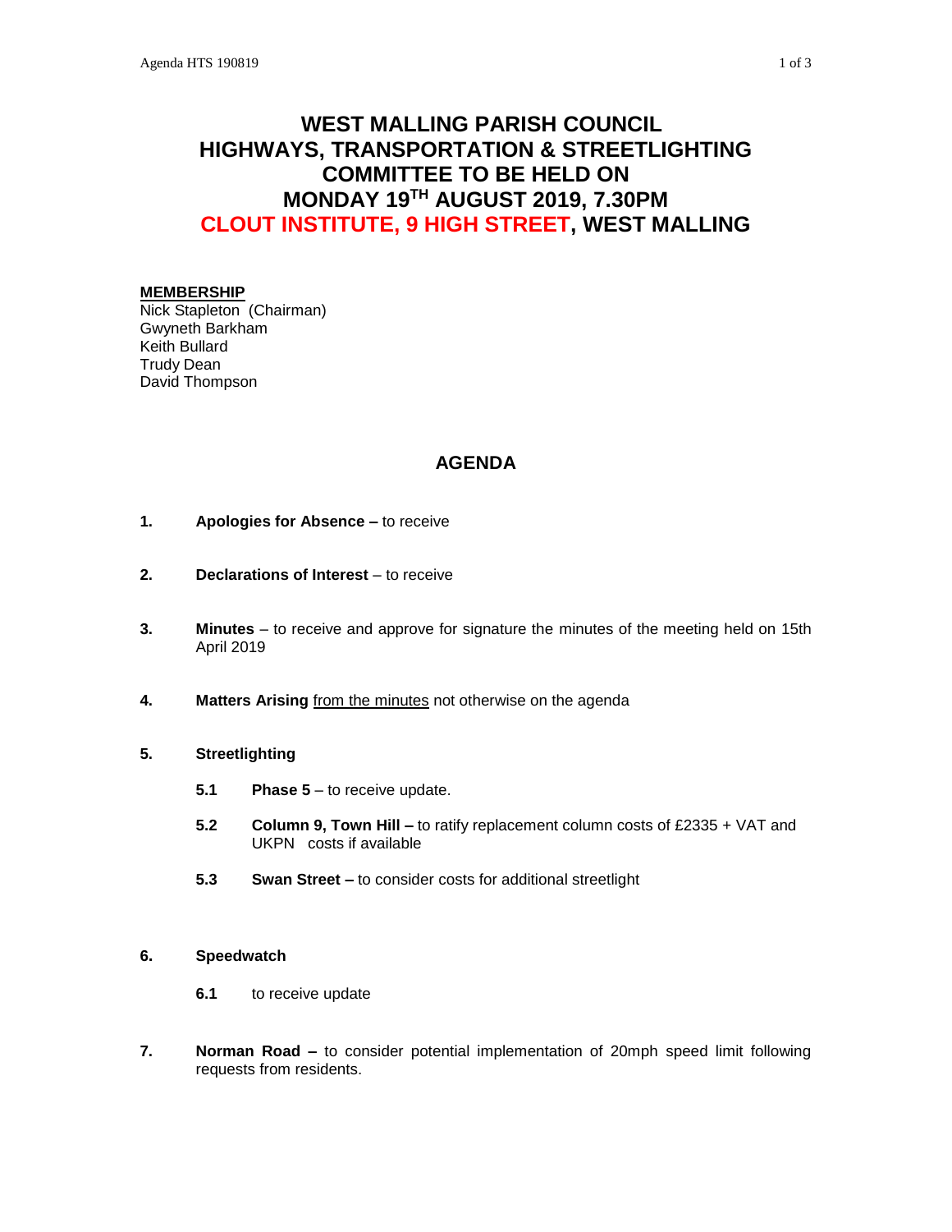# WEST MALLING PARISH COUNCIL
# HIGHWAYS, TRANSPORTATION & STREETLIGHTING COMMITTEE TO BE HELD ON MONDAY 19TH AUGUST 2019, 7.30PM
# CLOUT INSTITUTE, 9 HIGH STREET, WEST MALLING

**MEMBERSHIP**

Nick Stapleton (Chairman)
Gwyneth Barkham
Keith Bullard
Trudy Dean
David Thompson

## AGENDA

**1.** **Apologies for Absence –** to receive

**2.** **Declarations of Interest** – to receive

**3.** **Minutes** – to receive and approve for signature the minutes of the meeting held on 15th April 2019

**4.** **Matters Arising** from the minutes not otherwise on the agenda

**5.** **Streetlighting**

- **5.1** **Phase 5** – to receive update.
- **5.2** **Column 9, Town Hill –** to ratify replacement column costs of £2335 + VAT and UKPN costs if available
- **5.3** **Swan Street –** to consider costs for additional streetlight

**6.** **Speedwatch**

- **6.1** to receive update

**7.** **Norman Road –** to consider potential implementation of 20mph speed limit following requests from residents.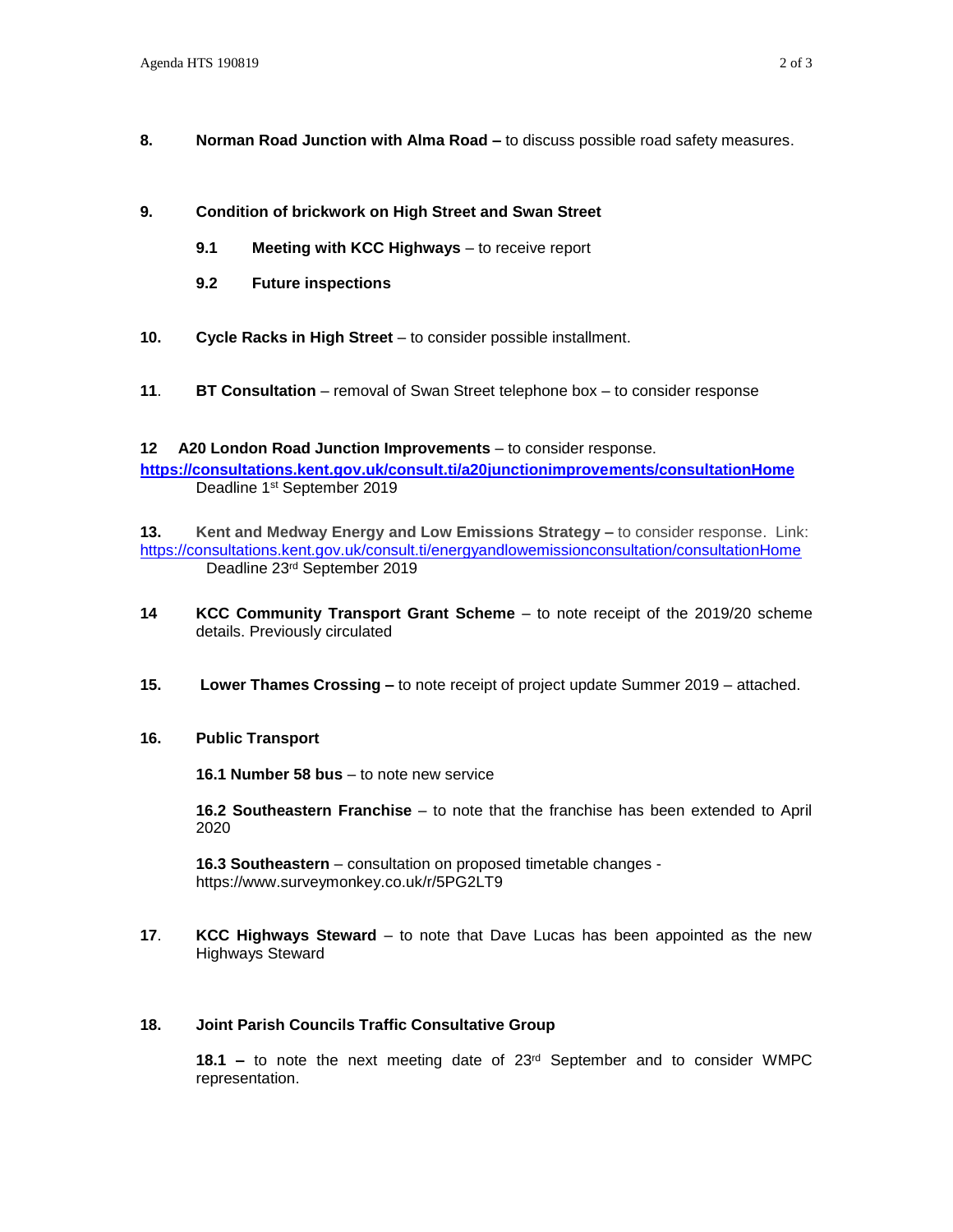**8.** **Norman Road Junction with Alma Road –** to discuss possible road safety measures.

**9.** **Condition of brickwork on High Street and Swan Street**

**9.1** **Meeting with KCC Highways** – to receive report

**9.2** **Future inspections**

**10.** **Cycle Racks in High Street** – to consider possible installment.

**11**. **BT Consultation** – removal of Swan Street telephone box – to consider response

**12** **A20 London Road Junction Improvements** – to consider response.
**https://consultations.kent.gov.uk/consult.ti/a20junctionimprovements/consultationHome**
Deadline 1st September 2019

**13.** **Kent and Medway Energy and Low Emissions Strategy –** to consider response. Link:
https://consultations.kent.gov.uk/consult.ti/energyandlowemissionconsultation/consultationHome
Deadline 23rd September 2019

**14** **KCC Community Transport Grant Scheme** – to note receipt of the 2019/20 scheme details. Previously circulated

**15.** **Lower Thames Crossing –** to note receipt of project update Summer 2019 – attached.

**16.** **Public Transport**

**16.1 Number 58 bus** – to note new service

**16.2 Southeastern Franchise** – to note that the franchise has been extended to April 2020

**16.3 Southeastern** – consultation on proposed timetable changes - https://www.surveymonkey.co.uk/r/5PG2LT9

**17**. **KCC Highways Steward** – to note that Dave Lucas has been appointed as the new Highways Steward

**18.** **Joint Parish Councils Traffic Consultative Group**

**18.1 –** to note the next meeting date of 23rd September and to consider WMPC representation.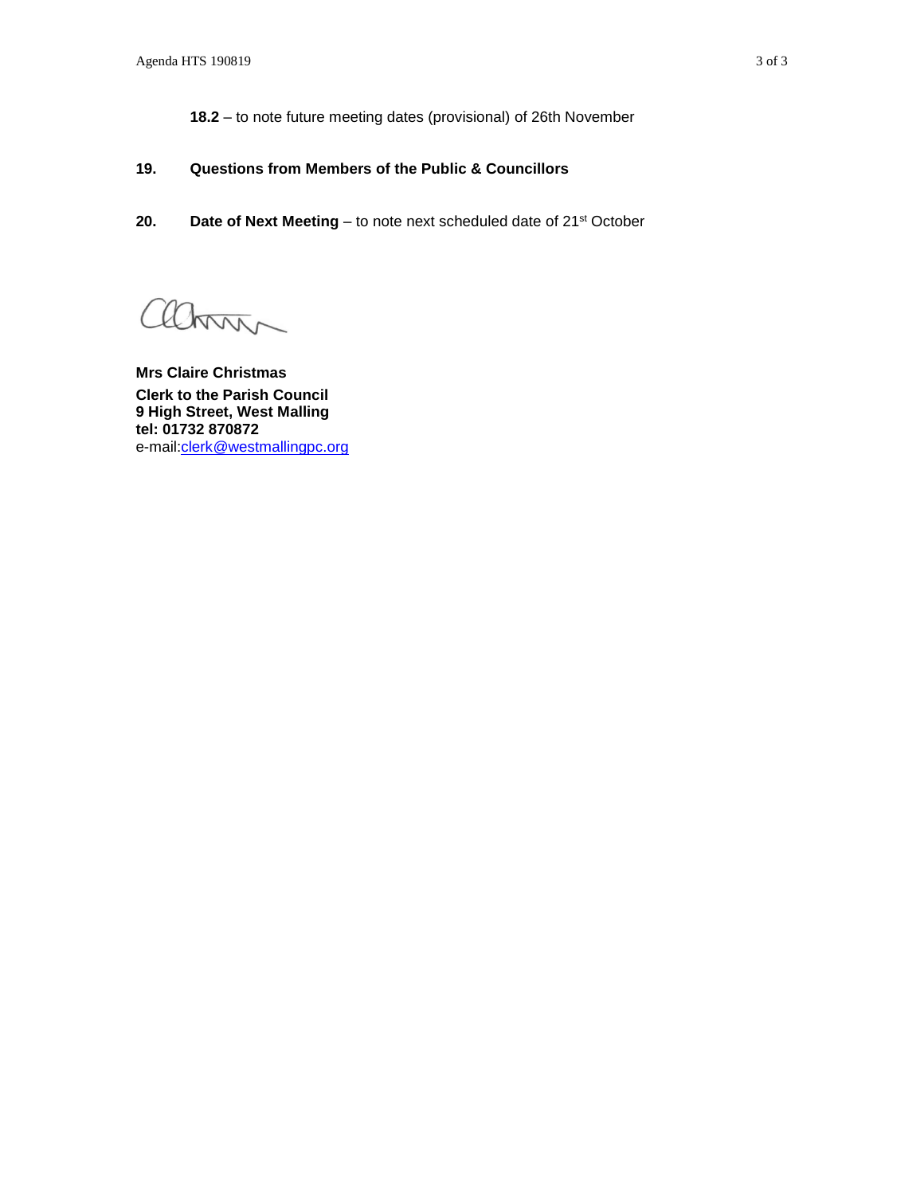**18.2** – to note future meeting dates (provisional) of 26th November

**19. Questions from Members of the Public & Councillors**

**20. Date of Next Meeting** – to note next scheduled date of 21st October

**Mrs Claire Christmas**
**Clerk to the Parish Council**
**9 High Street, West Malling**
**tel: 01732 870872**
e-mail:clerk@westmallingpc.org